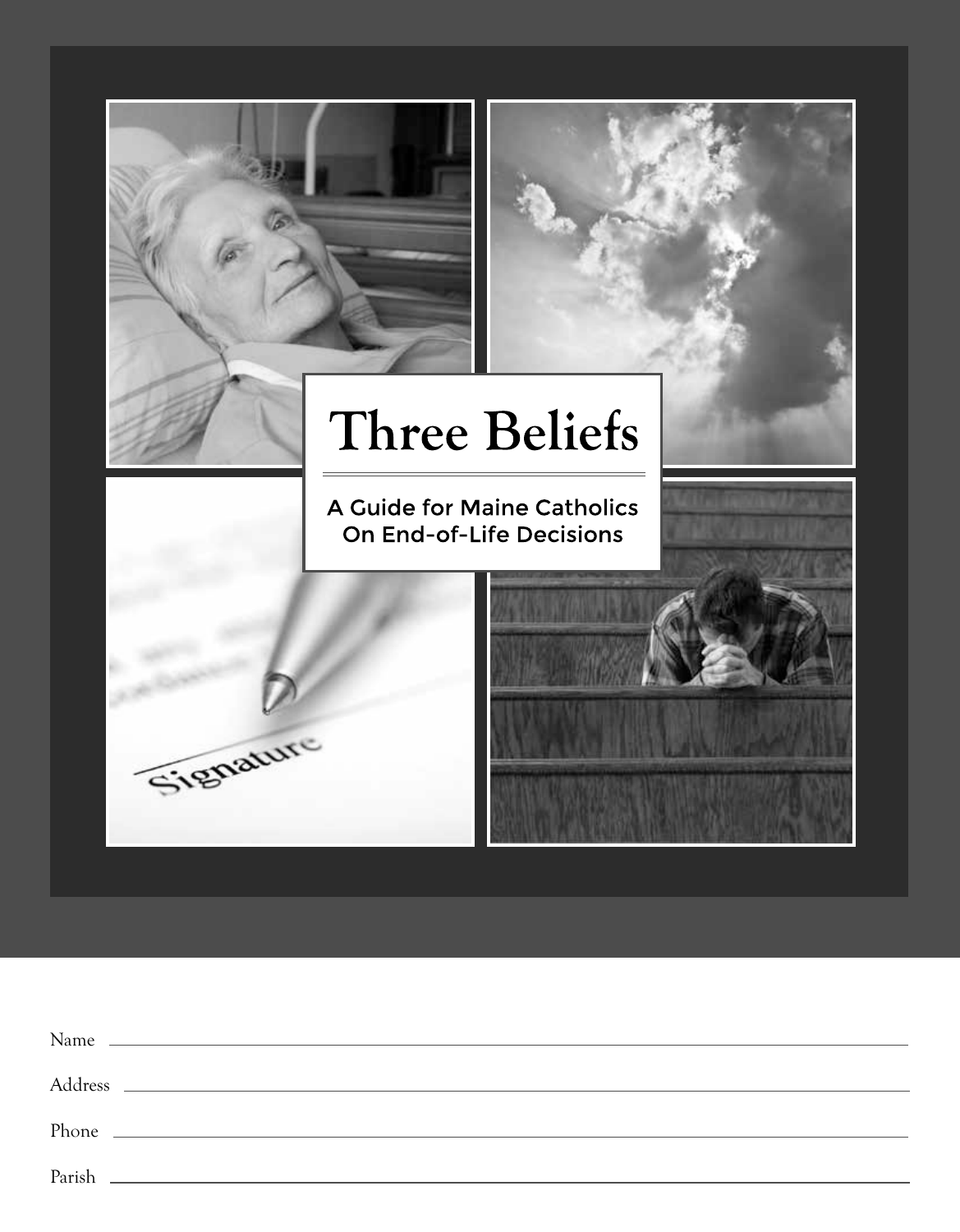# Three Beliefs

A Guide for Maine Catholics On End-of-Life Decisions

Name \_\_\_\_\_\_\_\_\_\_\_\_\_\_\_\_\_\_\_\_\_\_\_\_\_\_\_\_\_\_\_\_\_\_\_\_\_\_\_\_

Address \_\_\_\_\_\_\_\_\_\_\_\_\_\_\_\_\_\_\_\_\_\_\_\_\_\_\_\_\_\_\_\_\_\_\_\_\_\_\_\_

Phone \_\_\_\_\_\_\_\_\_\_\_\_\_\_\_\_\_\_\_\_\_\_\_\_\_\_\_\_\_\_\_\_\_\_\_\_\_\_\_\_

Parish \_\_\_\_\_\_\_\_\_\_\_\_\_\_\_\_\_\_\_\_\_\_\_\_\_\_\_\_\_\_\_\_\_\_\_\_\_\_\_\_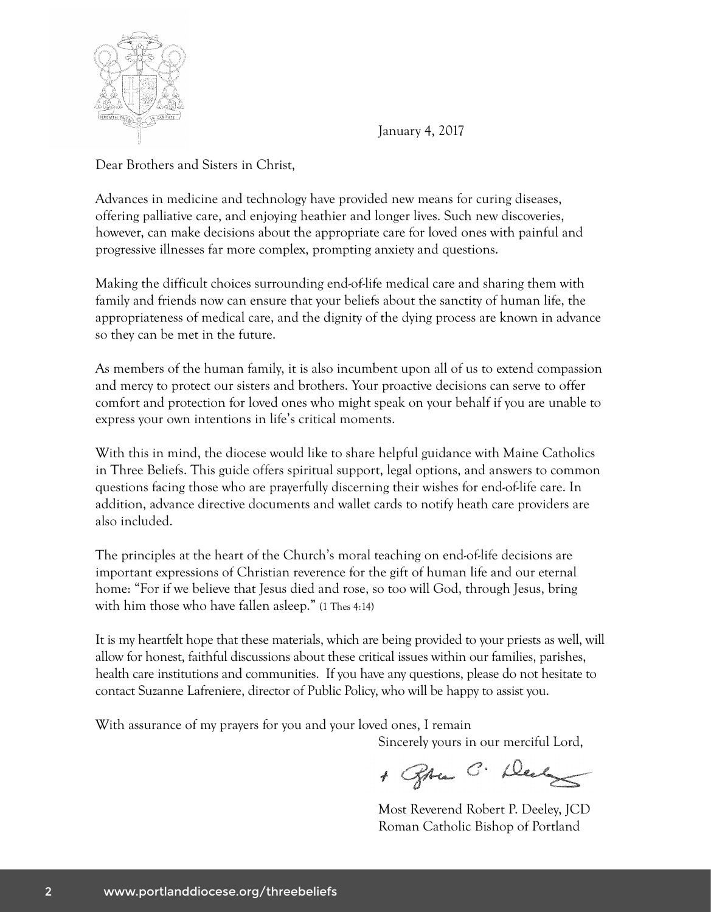January 4, 2017

Dear Brothers and Sisters in Christ,

Advances in medicine and technology have provided new means for curing diseases, offering palliative care, and enjoying heathier and longer lives. Such new discoveries, however, can make decisions about the appropriate care for loved ones with painful and progressive illnesses far more complex, prompting anxiety and questions.

Making the difficult choices surrounding end-of-life medical care and sharing them with family and friends now can ensure that your beliefs about the sanctity of human life, the appropriateness of medical care, and the dignity of the dying process are known in advance so they can be met in the future.

As members of the human family, it is also incumbent upon all of us to extend compassion and mercy to protect our sisters and brothers. Your proactive decisions can serve to offer comfort and protection for loved ones who might speak on your behalf if you are unable to express your own intentions in life's critical moments.

With this in mind, the diocese would like to share helpful guidance with Maine Catholics in Three Beliefs. This guide offers spiritual support, legal options, and answers to common questions facing those who are prayerfully discerning their wishes for end-of-life care. In addition, advance directive documents and wallet cards to notify heath care providers are also included.

The principles at the heart of the Church's moral teaching on end-of-life decisions are important expressions of Christian reverence for the gift of human life and our eternal home: "For if we believe that Jesus died and rose, so too will God, through Jesus, bring with him those who have fallen asleep." (1 Thes 4:14)

It is my heartfelt hope that these materials, which are being provided to your priests as well, will allow for honest, faithful discussions about these critical issues within our families, parishes, health care institutions and communities. If you have any questions, please do not hesitate to contact Suzanne Lafreniere, director of Public Policy, who will be happy to assist you.

With assurance of my prayers for you and your loved ones, I remain

Sincerely yours in our merciful Lord,

+ Robert P. Deeley

Most Reverend Robert P. Deeley, JCD
Roman Catholic Bishop of Portland

www.portlanddiocese.org/threebeliefs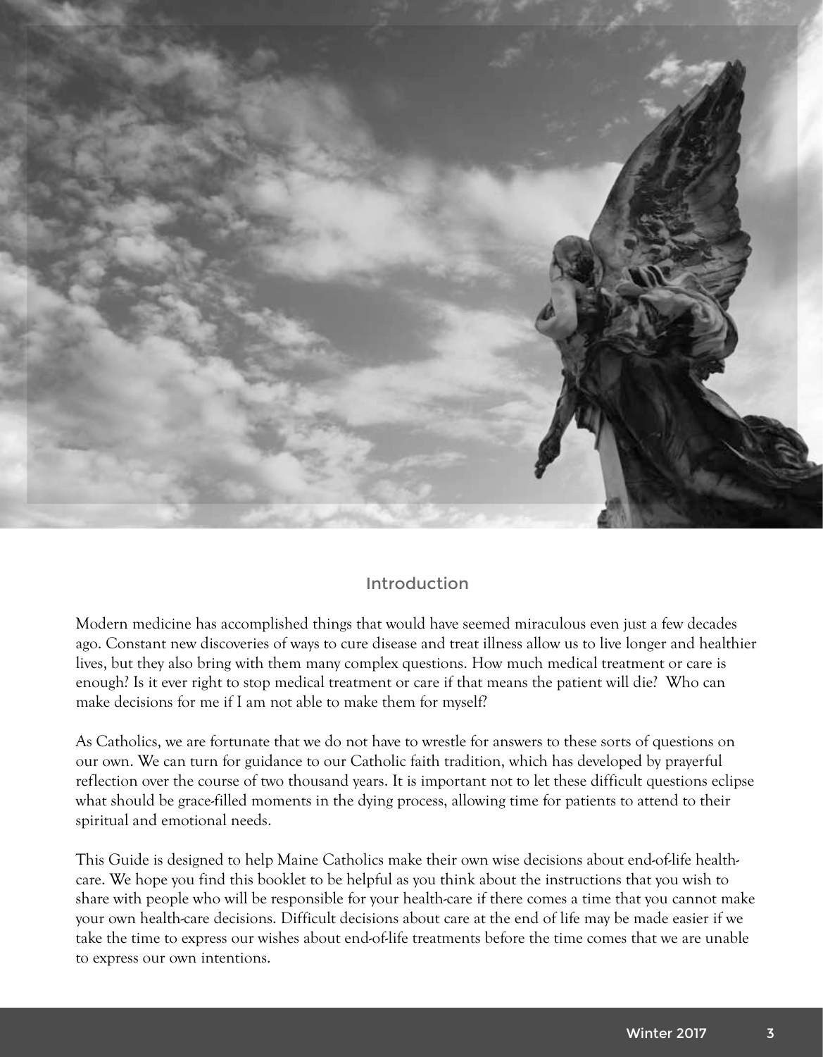## Introduction

Modern medicine has accomplished things that would have seemed miraculous even just a few decades ago. Constant new discoveries of ways to cure disease and treat illness allow us to live longer and healthier lives, but they also bring with them many complex questions. How much medical treatment or care is enough? Is it ever right to stop medical treatment or care if that means the patient will die? Who can make decisions for me if I am not able to make them for myself?

As Catholics, we are fortunate that we do not have to wrestle for answers to these sorts of questions on our own. We can turn for guidance to our Catholic faith tradition, which has developed by prayerful reflection over the course of two thousand years. It is important not to let these difficult questions eclipse what should be grace-filled moments in the dying process, allowing time for patients to attend to their spiritual and emotional needs.

This Guide is designed to help Maine Catholics make their own wise decisions about end-of-life health-care. We hope you find this booklet to be helpful as you think about the instructions that you wish to share with people who will be responsible for your health-care if there comes a time that you cannot make your own health-care decisions. Difficult decisions about care at the end of life may be made easier if we take the time to express our wishes about end-of-life treatments before the time comes that we are unable to express our own intentions.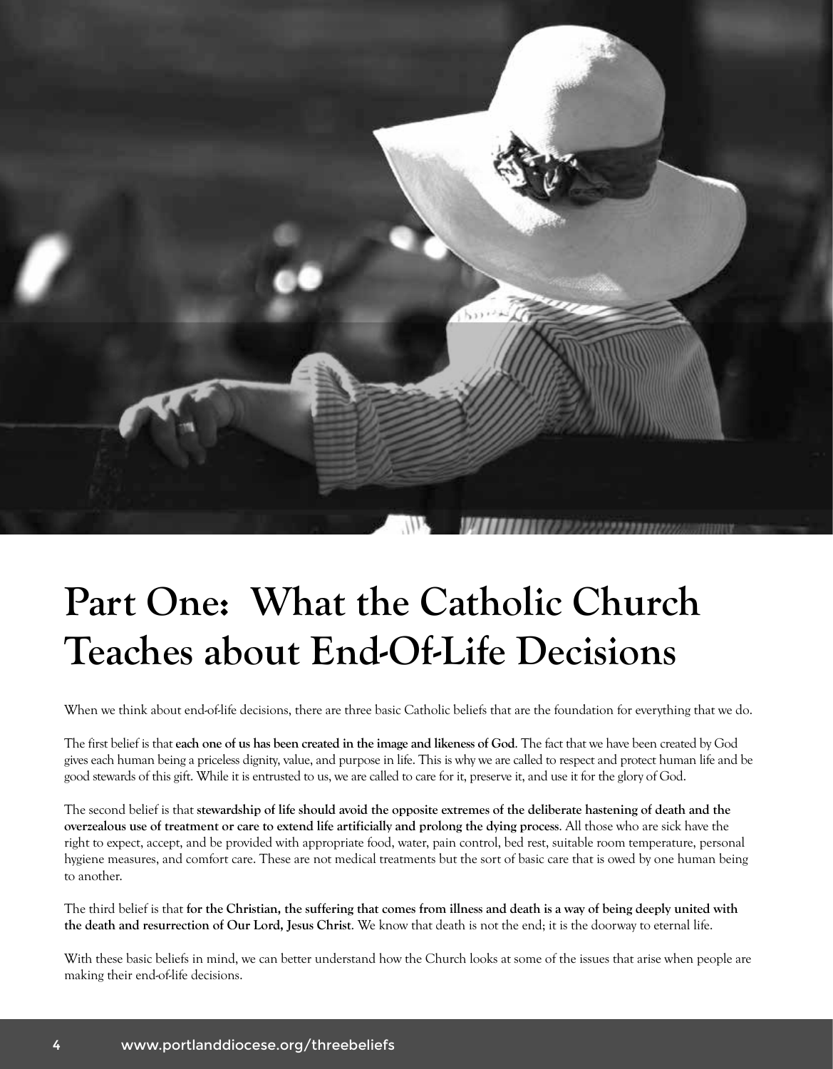# Part One: What the Catholic Church Teaches about End-Of-Life Decisions

When we think about end-of-life decisions, there are three basic Catholic beliefs that are the foundation for everything that we do.

The first belief is that **each one of us has been created in the image and likeness of God**. The fact that we have been created by God gives each human being a priceless dignity, value, and purpose in life. This is why we are called to respect and protect human life and be good stewards of this gift. While it is entrusted to us, we are called to care for it, preserve it, and use it for the glory of God.

The second belief is that **stewardship of life should avoid the opposite extremes of the deliberate hastening of death and the overzealous use of treatment or care to extend life artificially and prolong the dying process**. All those who are sick have the right to expect, accept, and be provided with appropriate food, water, pain control, bed rest, suitable room temperature, personal hygiene measures, and comfort care. These are not medical treatments but the sort of basic care that is owed by one human being to another.

The third belief is that **for the Christian, the suffering that comes from illness and death is a way of being deeply united with the death and resurrection of Our Lord, Jesus Christ**. We know that death is not the end; it is the doorway to eternal life.

With these basic beliefs in mind, we can better understand how the Church looks at some of the issues that arise when people are making their end-of-life decisions.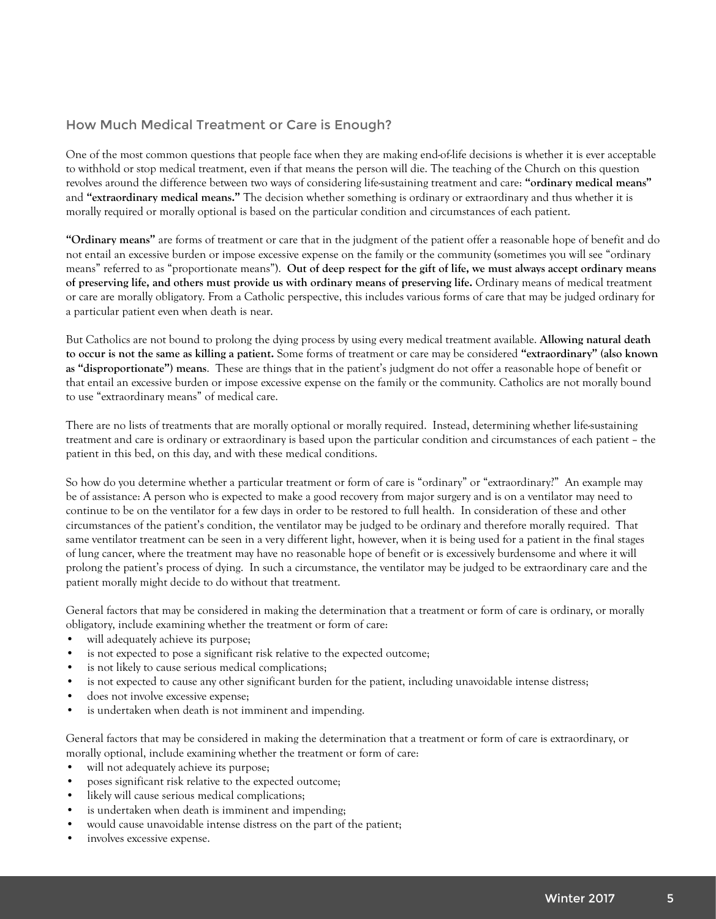## How Much Medical Treatment or Care is Enough?

One of the most common questions that people face when they are making end-of-life decisions is whether it is ever acceptable to withhold or stop medical treatment, even if that means the person will die. The teaching of the Church on this question revolves around the difference between two ways of considering life-sustaining treatment and care: **"ordinary medical means"** and **"extraordinary medical means."** The decision whether something is ordinary or extraordinary and thus whether it is morally required or morally optional is based on the particular condition and circumstances of each patient.

**"Ordinary means"** are forms of treatment or care that in the judgment of the patient offer a reasonable hope of benefit and do not entail an excessive burden or impose excessive expense on the family or the community (sometimes you will see "ordinary means" referred to as "proportionate means"). **Out of deep respect for the gift of life, we must always accept ordinary means of preserving life, and others must provide us with ordinary means of preserving life.** Ordinary means of medical treatment or care are morally obligatory. From a Catholic perspective, this includes various forms of care that may be judged ordinary for a particular patient even when death is near.

But Catholics are not bound to prolong the dying process by using every medical treatment available. **Allowing natural death to occur is not the same as killing a patient.** Some forms of treatment or care may be considered **"extraordinary" (also known as "disproportionate") means**. These are things that in the patient's judgment do not offer a reasonable hope of benefit or that entail an excessive burden or impose excessive expense on the family or the community. Catholics are not morally bound to use "extraordinary means" of medical care.

There are no lists of treatments that are morally optional or morally required. Instead, determining whether life-sustaining treatment and care is ordinary or extraordinary is based upon the particular condition and circumstances of each patient – the patient in this bed, on this day, and with these medical conditions.

So how do you determine whether a particular treatment or form of care is "ordinary" or "extraordinary?" An example may be of assistance: A person who is expected to make a good recovery from major surgery and is on a ventilator may need to continue to be on the ventilator for a few days in order to be restored to full health. In consideration of these and other circumstances of the patient's condition, the ventilator may be judged to be ordinary and therefore morally required. That same ventilator treatment can be seen in a very different light, however, when it is being used for a patient in the final stages of lung cancer, where the treatment may have no reasonable hope of benefit or is excessively burdensome and where it will prolong the patient's process of dying. In such a circumstance, the ventilator may be judged to be extraordinary care and the patient morally might decide to do without that treatment.

General factors that may be considered in making the determination that a treatment or form of care is ordinary, or morally obligatory, include examining whether the treatment or form of care:

- will adequately achieve its purpose;
- is not expected to pose a significant risk relative to the expected outcome;
- is not likely to cause serious medical complications;
- is not expected to cause any other significant burden for the patient, including unavoidable intense distress;
- does not involve excessive expense;
- is undertaken when death is not imminent and impending.

General factors that may be considered in making the determination that a treatment or form of care is extraordinary, or morally optional, include examining whether the treatment or form of care:

- will not adequately achieve its purpose;
- poses significant risk relative to the expected outcome;
- likely will cause serious medical complications;
- is undertaken when death is imminent and impending;
- would cause unavoidable intense distress on the part of the patient;
- involves excessive expense.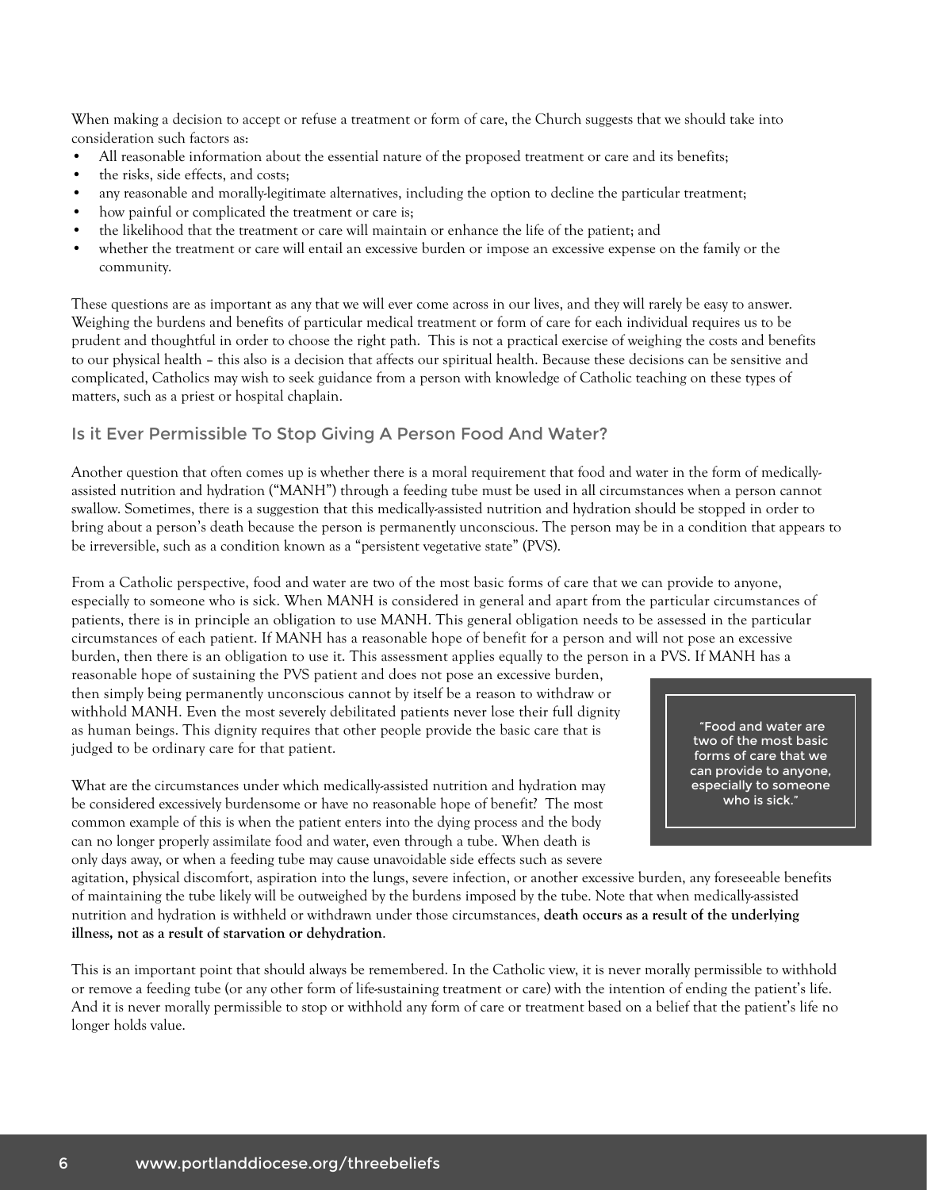When making a decision to accept or refuse a treatment or form of care, the Church suggests that we should take into consideration such factors as:

- All reasonable information about the essential nature of the proposed treatment or care and its benefits;
- the risks, side effects, and costs;
- any reasonable and morally-legitimate alternatives, including the option to decline the particular treatment;
- how painful or complicated the treatment or care is;
- the likelihood that the treatment or care will maintain or enhance the life of the patient; and
- whether the treatment or care will entail an excessive burden or impose an excessive expense on the family or the community.

These questions are as important as any that we will ever come across in our lives, and they will rarely be easy to answer. Weighing the burdens and benefits of particular medical treatment or form of care for each individual requires us to be prudent and thoughtful in order to choose the right path. This is not a practical exercise of weighing the costs and benefits to our physical health – this also is a decision that affects our spiritual health. Because these decisions can be sensitive and complicated, Catholics may wish to seek guidance from a person with knowledge of Catholic teaching on these types of matters, such as a priest or hospital chaplain.

## Is it Ever Permissible To Stop Giving A Person Food And Water?

Another question that often comes up is whether there is a moral requirement that food and water in the form of medically-assisted nutrition and hydration ("MANH") through a feeding tube must be used in all circumstances when a person cannot swallow. Sometimes, there is a suggestion that this medically-assisted nutrition and hydration should be stopped in order to bring about a person's death because the person is permanently unconscious. The person may be in a condition that appears to be irreversible, such as a condition known as a "persistent vegetative state" (PVS).

From a Catholic perspective, food and water are two of the most basic forms of care that we can provide to anyone, especially to someone who is sick. When MANH is considered in general and apart from the particular circumstances of patients, there is in principle an obligation to use MANH. This general obligation needs to be assessed in the particular circumstances of each patient. If MANH has a reasonable hope of benefit for a person and will not pose an excessive burden, then there is an obligation to use it. This assessment applies equally to the person in a PVS. If MANH has a reasonable hope of sustaining the PVS patient and does not pose an excessive burden, then simply being permanently unconscious cannot by itself be a reason to withdraw or withhold MANH. Even the most severely debilitated patients never lose their full dignity as human beings. This dignity requires that other people provide the basic care that is judged to be ordinary care for that patient.

> "Food and water are two of the most basic forms of care that we can provide to anyone, especially to someone who is sick."

What are the circumstances under which medically-assisted nutrition and hydration may be considered excessively burdensome or have no reasonable hope of benefit? The most common example of this is when the patient enters into the dying process and the body can no longer properly assimilate food and water, even through a tube. When death is only days away, or when a feeding tube may cause unavoidable side effects such as severe agitation, physical discomfort, aspiration into the lungs, severe infection, or another excessive burden, any foreseeable benefits of maintaining the tube likely will be outweighed by the burdens imposed by the tube. Note that when medically-assisted nutrition and hydration is withheld or withdrawn under those circumstances, **death occurs as a result of the underlying illness, not as a result of starvation or dehydration**.

This is an important point that should always be remembered. In the Catholic view, it is never morally permissible to withhold or remove a feeding tube (or any other form of life-sustaining treatment or care) with the intention of ending the patient's life. And it is never morally permissible to stop or withhold any form of care or treatment based on a belief that the patient's life no longer holds value.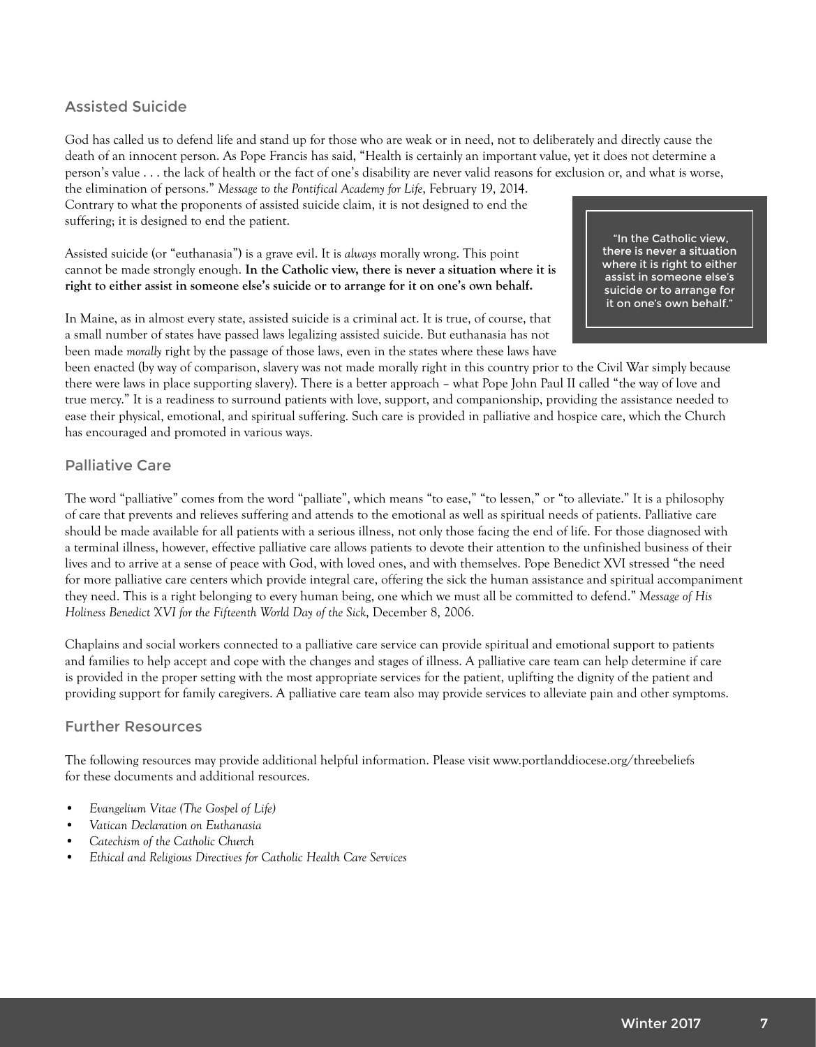## Assisted Suicide

God has called us to defend life and stand up for those who are weak or in need, not to deliberately and directly cause the death of an innocent person. As Pope Francis has said, "Health is certainly an important value, yet it does not determine a person's value . . . the lack of health or the fact of one's disability are never valid reasons for exclusion or, and what is worse, the elimination of persons." *Message to the Pontifical Academy for Life*, February 19, 2014. Contrary to what the proponents of assisted suicide claim, it is not designed to end the suffering; it is designed to end the patient.

Assisted suicide (or "euthanasia") is a grave evil. It is *always* morally wrong. This point cannot be made strongly enough. **In the Catholic view, there is never a situation where it is right to either assist in someone else's suicide or to arrange for it on one's own behalf.**

> "In the Catholic view, there is never a situation where it is right to either assist in someone else's suicide or to arrange for it on one's own behalf."

In Maine, as in almost every state, assisted suicide is a criminal act. It is true, of course, that a small number of states have passed laws legalizing assisted suicide. But euthanasia has not been made *morally* right by the passage of those laws, even in the states where these laws have been enacted (by way of comparison, slavery was not made morally right in this country prior to the Civil War simply because there were laws in place supporting slavery). There is a better approach – what Pope John Paul II called "the way of love and true mercy." It is a readiness to surround patients with love, support, and companionship, providing the assistance needed to ease their physical, emotional, and spiritual suffering. Such care is provided in palliative and hospice care, which the Church has encouraged and promoted in various ways.

## Palliative Care

The word "palliative" comes from the word "palliate", which means "to ease," "to lessen," or "to alleviate." It is a philosophy of care that prevents and relieves suffering and attends to the emotional as well as spiritual needs of patients. Palliative care should be made available for all patients with a serious illness, not only those facing the end of life. For those diagnosed with a terminal illness, however, effective palliative care allows patients to devote their attention to the unfinished business of their lives and to arrive at a sense of peace with God, with loved ones, and with themselves. Pope Benedict XVI stressed "the need for more palliative care centers which provide integral care, offering the sick the human assistance and spiritual accompaniment they need. This is a right belonging to every human being, one which we must all be committed to defend." *Message of His Holiness Benedict XVI for the Fifteenth World Day of the Sick*, December 8, 2006.

Chaplains and social workers connected to a palliative care service can provide spiritual and emotional support to patients and families to help accept and cope with the changes and stages of illness. A palliative care team can help determine if care is provided in the proper setting with the most appropriate services for the patient, uplifting the dignity of the patient and providing support for family caregivers. A palliative care team also may provide services to alleviate pain and other symptoms.

## Further Resources

The following resources may provide additional helpful information. Please visit www.portlanddiocese.org/threebeliefs for these documents and additional resources.

- *Evangelium Vitae (The Gospel of Life)*
- *Vatican Declaration on Euthanasia*
- *Catechism of the Catholic Church*
- *Ethical and Religious Directives for Catholic Health Care Services*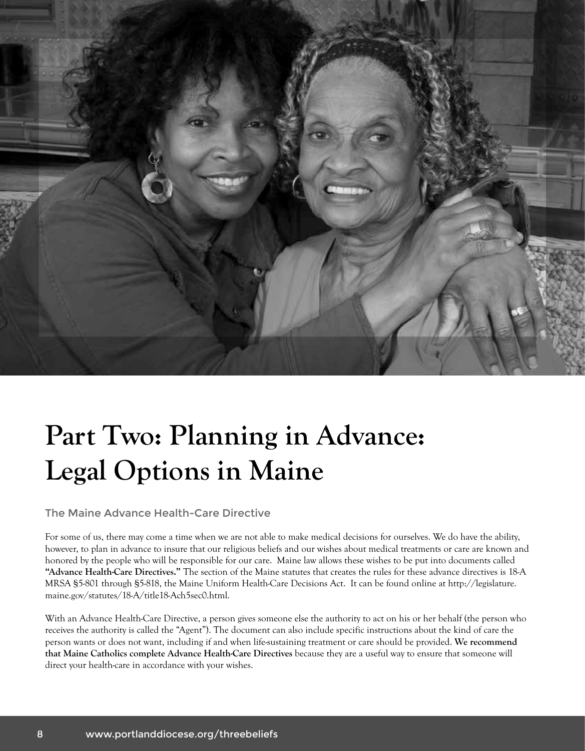# Part Two: Planning in Advance: Legal Options in Maine

## The Maine Advance Health-Care Directive

For some of us, there may come a time when we are not able to make medical decisions for ourselves. We do have the ability, however, to plan in advance to insure that our religious beliefs and our wishes about medical treatments or care are known and honored by the people who will be responsible for our care. Maine law allows these wishes to be put into documents called **"Advance Health-Care Directives."** The section of the Maine statutes that creates the rules for these advance directives is 18-A MRSA §5-801 through §5-818, the Maine Uniform Health-Care Decisions Act. It can be found online at http://legislature.maine.gov/statutes/18-A/title18-Ach5sec0.html.

With an Advance Health-Care Directive, a person gives someone else the authority to act on his or her behalf (the person who receives the authority is called the "Agent"). The document can also include specific instructions about the kind of care the person wants or does not want, including if and when life-sustaining treatment or care should be provided. **We recommend that Maine Catholics complete Advance Health-Care Directives** because they are a useful way to ensure that someone will direct your health-care in accordance with your wishes.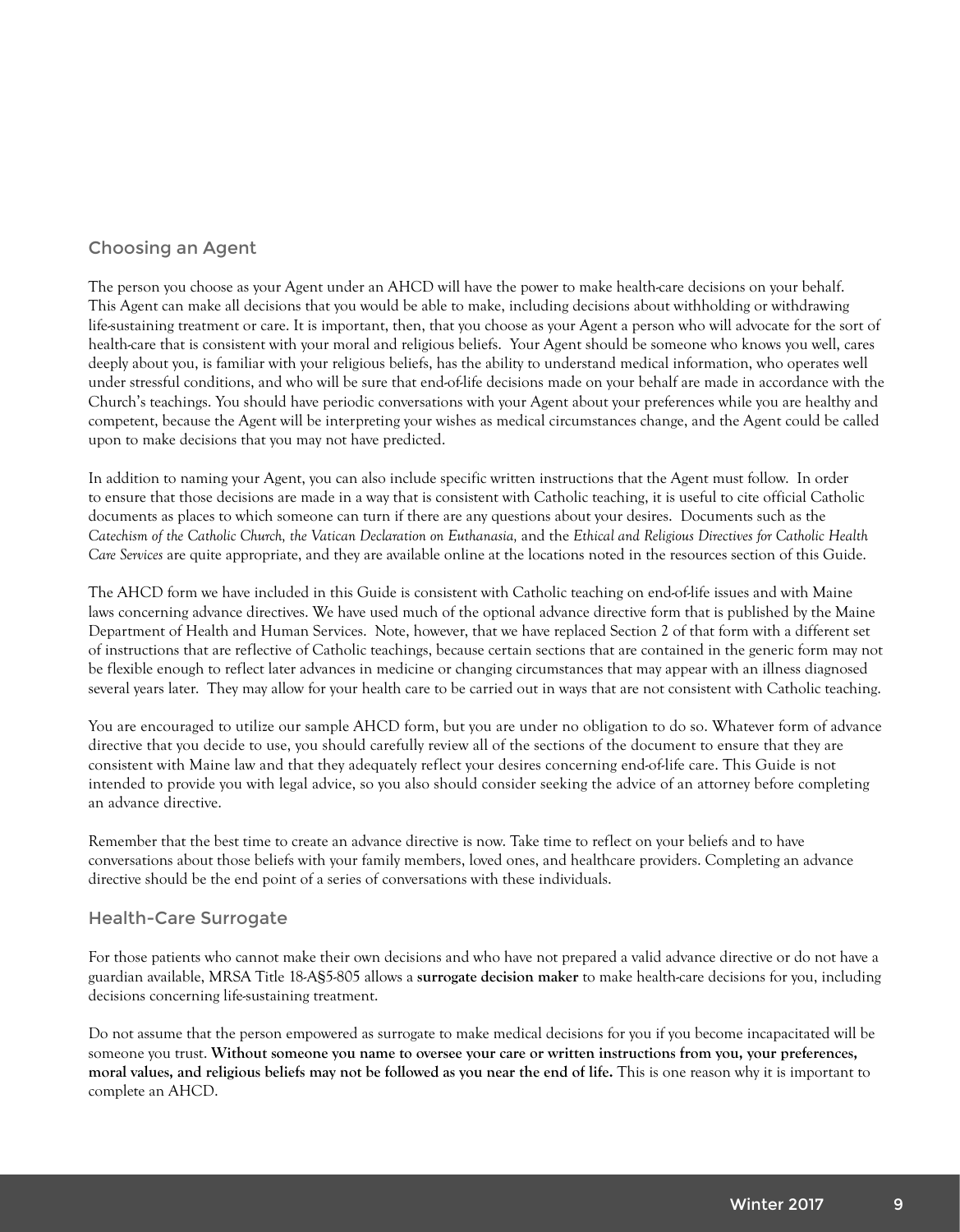## Choosing an Agent

The person you choose as your Agent under an AHCD will have the power to make health-care decisions on your behalf. This Agent can make all decisions that you would be able to make, including decisions about withholding or withdrawing life-sustaining treatment or care. It is important, then, that you choose as your Agent a person who will advocate for the sort of health-care that is consistent with your moral and religious beliefs. Your Agent should be someone who knows you well, cares deeply about you, is familiar with your religious beliefs, has the ability to understand medical information, who operates well under stressful conditions, and who will be sure that end-of-life decisions made on your behalf are made in accordance with the Church's teachings. You should have periodic conversations with your Agent about your preferences while you are healthy and competent, because the Agent will be interpreting your wishes as medical circumstances change, and the Agent could be called upon to make decisions that you may not have predicted.

In addition to naming your Agent, you can also include specific written instructions that the Agent must follow. In order to ensure that those decisions are made in a way that is consistent with Catholic teaching, it is useful to cite official Catholic documents as places to which someone can turn if there are any questions about your desires. Documents such as the *Catechism of the Catholic Church, the Vatican Declaration on Euthanasia,* and the *Ethical and Religious Directives for Catholic Health Care Services* are quite appropriate, and they are available online at the locations noted in the resources section of this Guide.

The AHCD form we have included in this Guide is consistent with Catholic teaching on end-of-life issues and with Maine laws concerning advance directives. We have used much of the optional advance directive form that is published by the Maine Department of Health and Human Services. Note, however, that we have replaced Section 2 of that form with a different set of instructions that are reflective of Catholic teachings, because certain sections that are contained in the generic form may not be flexible enough to reflect later advances in medicine or changing circumstances that may appear with an illness diagnosed several years later. They may allow for your health care to be carried out in ways that are not consistent with Catholic teaching.

You are encouraged to utilize our sample AHCD form, but you are under no obligation to do so. Whatever form of advance directive that you decide to use, you should carefully review all of the sections of the document to ensure that they are consistent with Maine law and that they adequately reflect your desires concerning end-of-life care. This Guide is not intended to provide you with legal advice, so you also should consider seeking the advice of an attorney before completing an advance directive.

Remember that the best time to create an advance directive is now. Take time to reflect on your beliefs and to have conversations about those beliefs with your family members, loved ones, and healthcare providers. Completing an advance directive should be the end point of a series of conversations with these individuals.

## Health-Care Surrogate

For those patients who cannot make their own decisions and who have not prepared a valid advance directive or do not have a guardian available, MRSA Title 18-A§5-805 allows a **surrogate decision maker** to make health-care decisions for you, including decisions concerning life-sustaining treatment.

Do not assume that the person empowered as surrogate to make medical decisions for you if you become incapacitated will be someone you trust. **Without someone you name to oversee your care or written instructions from you, your preferences, moral values, and religious beliefs may not be followed as you near the end of life.** This is one reason why it is important to complete an AHCD.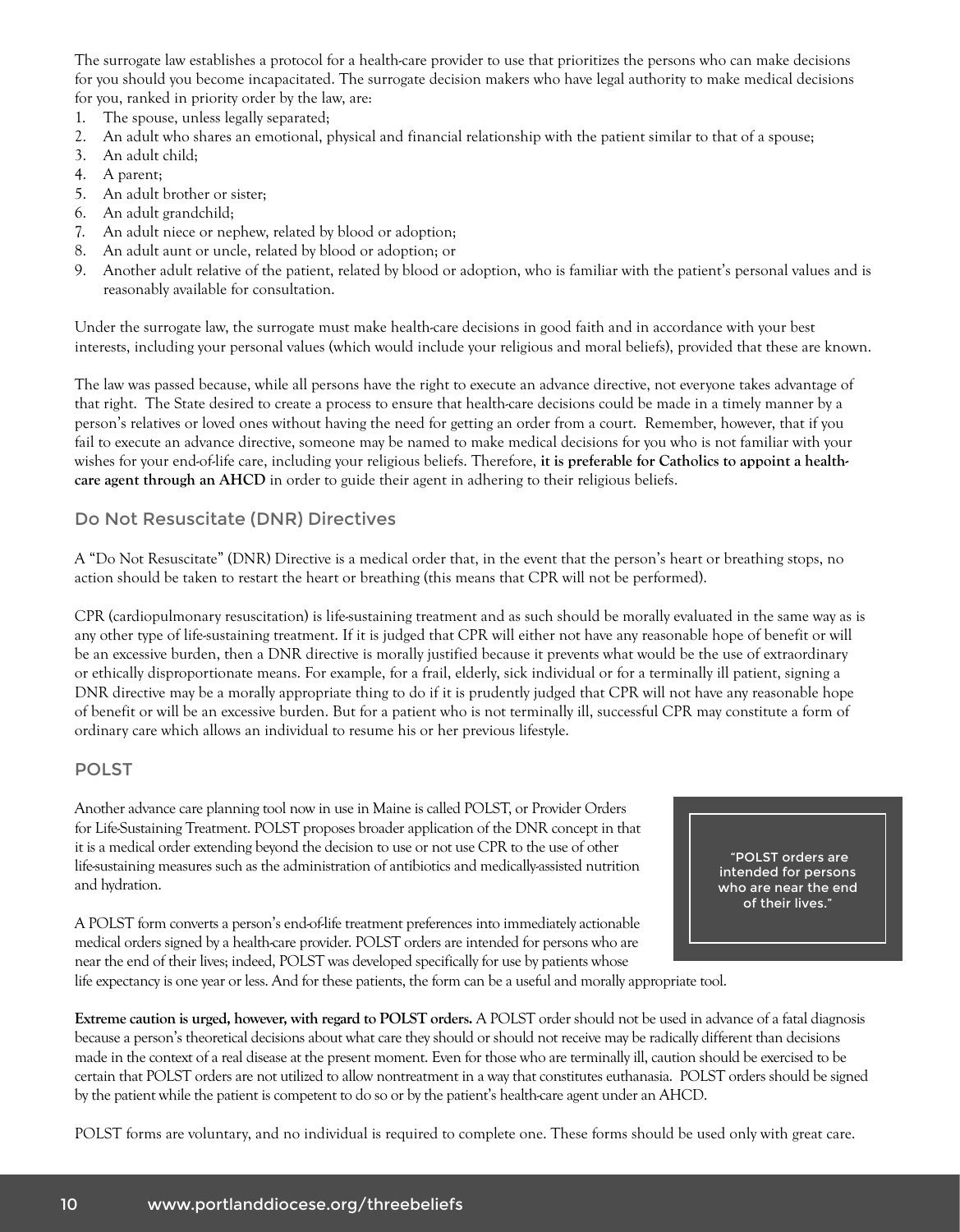The surrogate law establishes a protocol for a health-care provider to use that prioritizes the persons who can make decisions for you should you become incapacitated. The surrogate decision makers who have legal authority to make medical decisions for you, ranked in priority order by the law, are:

1. The spouse, unless legally separated;
2. An adult who shares an emotional, physical and financial relationship with the patient similar to that of a spouse;
3. An adult child;
4. A parent;
5. An adult brother or sister;
6. An adult grandchild;
7. An adult niece or nephew, related by blood or adoption;
8. An adult aunt or uncle, related by blood or adoption; or
9. Another adult relative of the patient, related by blood or adoption, who is familiar with the patient's personal values and is reasonably available for consultation.

Under the surrogate law, the surrogate must make health-care decisions in good faith and in accordance with your best interests, including your personal values (which would include your religious and moral beliefs), provided that these are known.

The law was passed because, while all persons have the right to execute an advance directive, not everyone takes advantage of that right. The State desired to create a process to ensure that health-care decisions could be made in a timely manner by a person's relatives or loved ones without having the need for getting an order from a court. Remember, however, that if you fail to execute an advance directive, someone may be named to make medical decisions for you who is not familiar with your wishes for your end-of-life care, including your religious beliefs. Therefore, **it is preferable for Catholics to appoint a health-care agent through an AHCD** in order to guide their agent in adhering to their religious beliefs.

## Do Not Resuscitate (DNR) Directives

A "Do Not Resuscitate" (DNR) Directive is a medical order that, in the event that the person's heart or breathing stops, no action should be taken to restart the heart or breathing (this means that CPR will not be performed).

CPR (cardiopulmonary resuscitation) is life-sustaining treatment and as such should be morally evaluated in the same way as is any other type of life-sustaining treatment. If it is judged that CPR will either not have any reasonable hope of benefit or will be an excessive burden, then a DNR directive is morally justified because it prevents what would be the use of extraordinary or ethically disproportionate means. For example, for a frail, elderly, sick individual or for a terminally ill patient, signing a DNR directive may be a morally appropriate thing to do if it is prudently judged that CPR will not have any reasonable hope of benefit or will be an excessive burden. But for a patient who is not terminally ill, successful CPR may constitute a form of ordinary care which allows an individual to resume his or her previous lifestyle.

## POLST

Another advance care planning tool now in use in Maine is called POLST, or Provider Orders for Life-Sustaining Treatment. POLST proposes broader application of the DNR concept in that it is a medical order extending beyond the decision to use or not use CPR to the use of other life-sustaining measures such as the administration of antibiotics and medically-assisted nutrition and hydration.

> "POLST orders are intended for persons who are near the end of their lives."

A POLST form converts a person's end-of-life treatment preferences into immediately actionable medical orders signed by a health-care provider. POLST orders are intended for persons who are near the end of their lives; indeed, POLST was developed specifically for use by patients whose life expectancy is one year or less. And for these patients, the form can be a useful and morally appropriate tool.

**Extreme caution is urged, however, with regard to POLST orders.** A POLST order should not be used in advance of a fatal diagnosis because a person's theoretical decisions about what care they should or should not receive may be radically different than decisions made in the context of a real disease at the present moment. Even for those who are terminally ill, caution should be exercised to be certain that POLST orders are not utilized to allow nontreatment in a way that constitutes euthanasia. POLST orders should be signed by the patient while the patient is competent to do so or by the patient's health-care agent under an AHCD.

POLST forms are voluntary, and no individual is required to complete one. These forms should be used only with great care.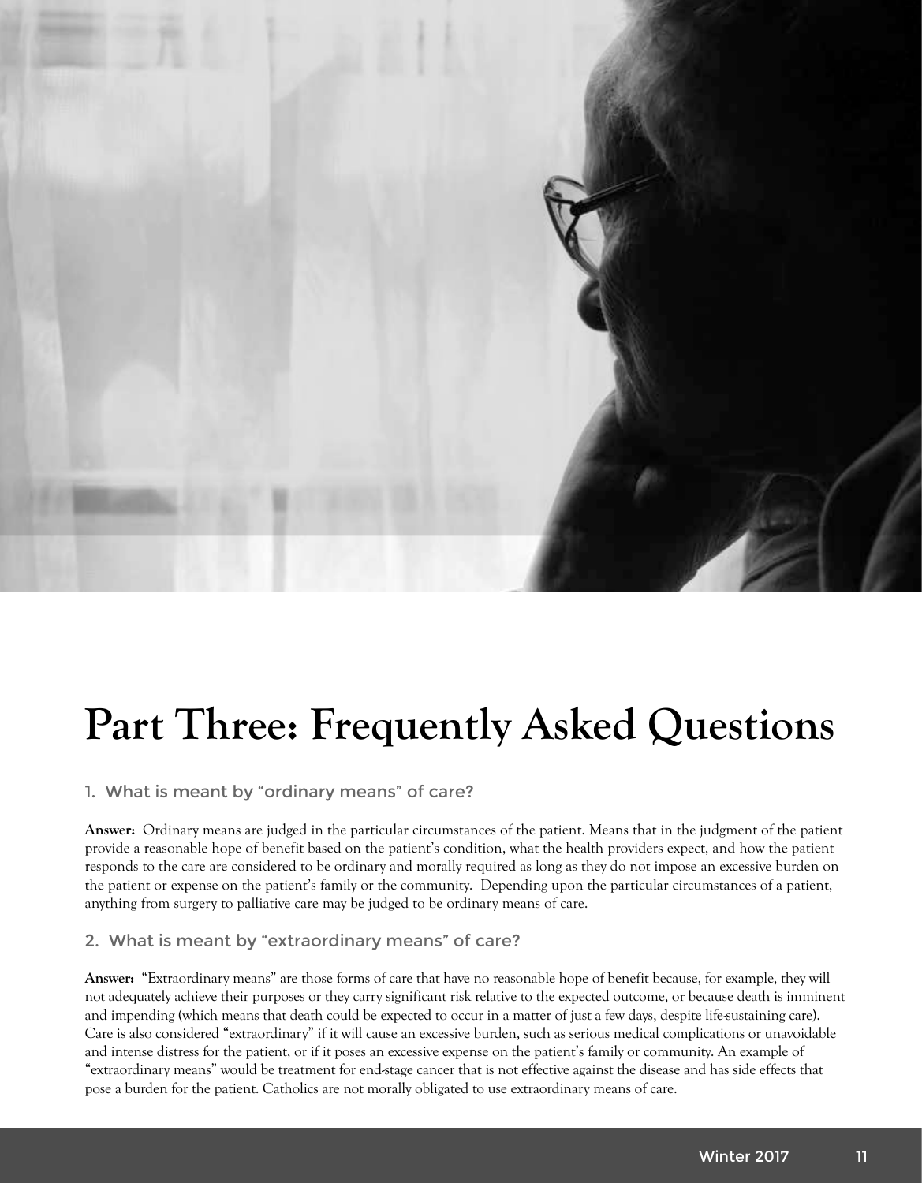# Part Three: Frequently Asked Questions

## 1. What is meant by "ordinary means" of care?

**Answer:** Ordinary means are judged in the particular circumstances of the patient. Means that in the judgment of the patient provide a reasonable hope of benefit based on the patient's condition, what the health providers expect, and how the patient responds to the care are considered to be ordinary and morally required as long as they do not impose an excessive burden on the patient or expense on the patient's family or the community. Depending upon the particular circumstances of a patient, anything from surgery to palliative care may be judged to be ordinary means of care.

## 2. What is meant by "extraordinary means" of care?

**Answer:** "Extraordinary means" are those forms of care that have no reasonable hope of benefit because, for example, they will not adequately achieve their purposes or they carry significant risk relative to the expected outcome, or because death is imminent and impending (which means that death could be expected to occur in a matter of just a few days, despite life-sustaining care). Care is also considered "extraordinary" if it will cause an excessive burden, such as serious medical complications or unavoidable and intense distress for the patient, or if it poses an excessive expense on the patient's family or community. An example of "extraordinary means" would be treatment for end-stage cancer that is not effective against the disease and has side effects that pose a burden for the patient. Catholics are not morally obligated to use extraordinary means of care.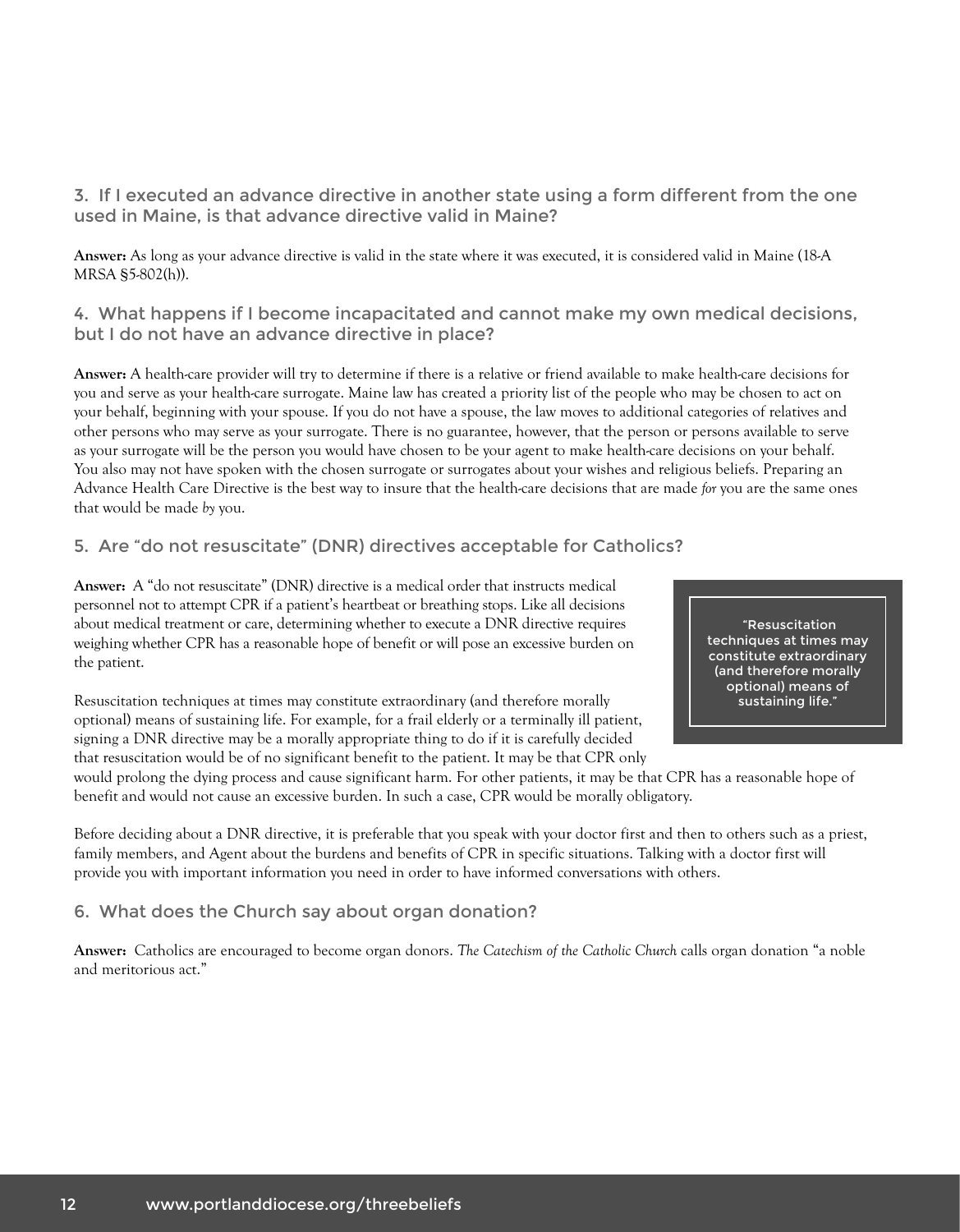### 3. If I executed an advance directive in another state using a form different from the one used in Maine, is that advance directive valid in Maine?

**Answer:** As long as your advance directive is valid in the state where it was executed, it is considered valid in Maine (18-A MRSA §5-802(h)).

### 4. What happens if I become incapacitated and cannot make my own medical decisions, but I do not have an advance directive in place?

**Answer:** A health-care provider will try to determine if there is a relative or friend available to make health-care decisions for you and serve as your health-care surrogate. Maine law has created a priority list of the people who may be chosen to act on your behalf, beginning with your spouse. If you do not have a spouse, the law moves to additional categories of relatives and other persons who may serve as your surrogate. There is no guarantee, however, that the person or persons available to serve as your surrogate will be the person you would have chosen to be your agent to make health-care decisions on your behalf. You also may not have spoken with the chosen surrogate or surrogates about your wishes and religious beliefs. Preparing an Advance Health Care Directive is the best way to insure that the health-care decisions that are made *for* you are the same ones that would be made *by* you.

### 5. Are "do not resuscitate" (DNR) directives acceptable for Catholics?

**Answer:** A "do not resuscitate" (DNR) directive is a medical order that instructs medical personnel not to attempt CPR if a patient's heartbeat or breathing stops. Like all decisions about medical treatment or care, determining whether to execute a DNR directive requires weighing whether CPR has a reasonable hope of benefit or will pose an excessive burden on the patient.

> "Resuscitation techniques at times may constitute extraordinary (and therefore morally optional) means of sustaining life."

Resuscitation techniques at times may constitute extraordinary (and therefore morally optional) means of sustaining life. For example, for a frail elderly or a terminally ill patient, signing a DNR directive may be a morally appropriate thing to do if it is carefully decided that resuscitation would be of no significant benefit to the patient. It may be that CPR only would prolong the dying process and cause significant harm. For other patients, it may be that CPR has a reasonable hope of benefit and would not cause an excessive burden. In such a case, CPR would be morally obligatory.

Before deciding about a DNR directive, it is preferable that you speak with your doctor first and then to others such as a priest, family members, and Agent about the burdens and benefits of CPR in specific situations. Talking with a doctor first will provide you with important information you need in order to have informed conversations with others.

### 6. What does the Church say about organ donation?

**Answer:** Catholics are encouraged to become organ donors. *The Catechism of the Catholic Church* calls organ donation "a noble and meritorious act."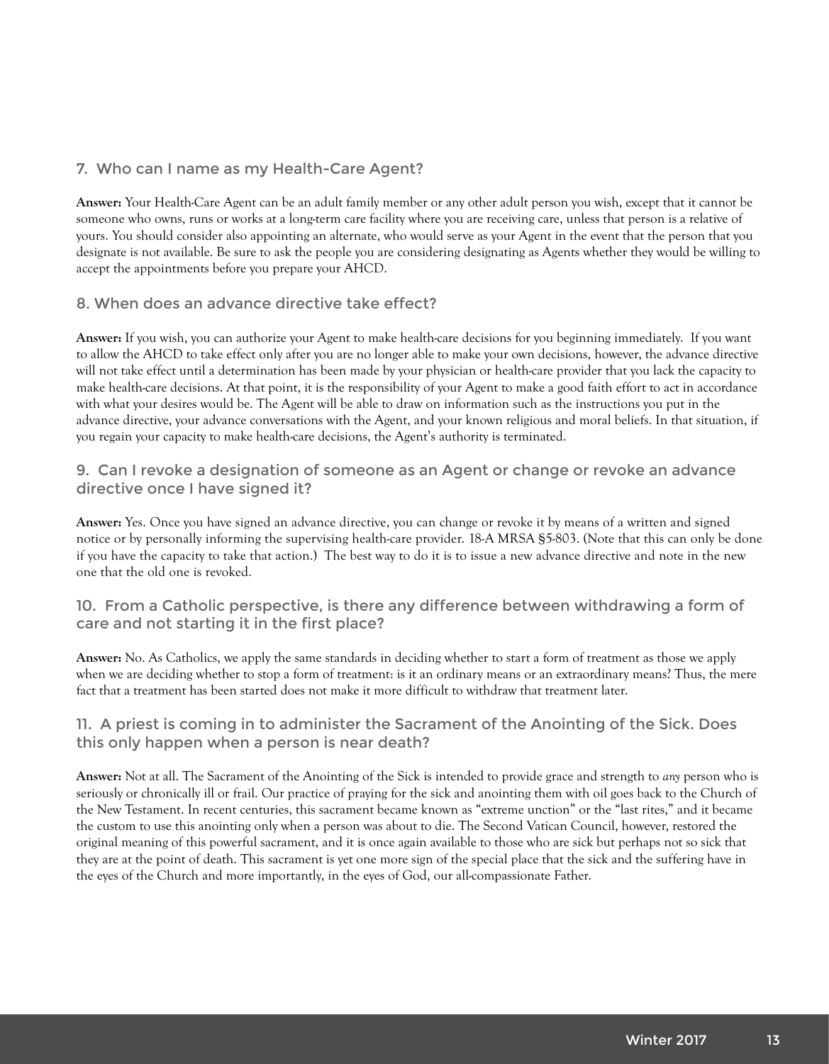## 7. Who can I name as my Health-Care Agent?

**Answer:** Your Health-Care Agent can be an adult family member or any other adult person you wish, except that it cannot be someone who owns, runs or works at a long-term care facility where you are receiving care, unless that person is a relative of yours. You should consider also appointing an alternate, who would serve as your Agent in the event that the person that you designate is not available. Be sure to ask the people you are considering designating as Agents whether they would be willing to accept the appointments before you prepare your AHCD.

## 8. When does an advance directive take effect?

**Answer:** If you wish, you can authorize your Agent to make health-care decisions for you beginning immediately. If you want to allow the AHCD to take effect only after you are no longer able to make your own decisions, however, the advance directive will not take effect until a determination has been made by your physician or health-care provider that you lack the capacity to make health-care decisions. At that point, it is the responsibility of your Agent to make a good faith effort to act in accordance with what your desires would be. The Agent will be able to draw on information such as the instructions you put in the advance directive, your advance conversations with the Agent, and your known religious and moral beliefs. In that situation, if you regain your capacity to make health-care decisions, the Agent's authority is terminated.

## 9. Can I revoke a designation of someone as an Agent or change or revoke an advance directive once I have signed it?

**Answer:** Yes. Once you have signed an advance directive, you can change or revoke it by means of a written and signed notice or by personally informing the supervising health-care provider. 18-A MRSA §5-803. (Note that this can only be done if you have the capacity to take that action.) The best way to do it is to issue a new advance directive and note in the new one that the old one is revoked.

## 10. From a Catholic perspective, is there any difference between withdrawing a form of care and not starting it in the first place?

**Answer:** No. As Catholics, we apply the same standards in deciding whether to start a form of treatment as those we apply when we are deciding whether to stop a form of treatment: is it an ordinary means or an extraordinary means? Thus, the mere fact that a treatment has been started does not make it more difficult to withdraw that treatment later.

## 11. A priest is coming in to administer the Sacrament of the Anointing of the Sick. Does this only happen when a person is near death?

**Answer:** Not at all. The Sacrament of the Anointing of the Sick is intended to provide grace and strength to *any* person who is seriously or chronically ill or frail. Our practice of praying for the sick and anointing them with oil goes back to the Church of the New Testament. In recent centuries, this sacrament became known as "extreme unction" or the "last rites," and it became the custom to use this anointing only when a person was about to die. The Second Vatican Council, however, restored the original meaning of this powerful sacrament, and it is once again available to those who are sick but perhaps not so sick that they are at the point of death. This sacrament is yet one more sign of the special place that the sick and the suffering have in the eyes of the Church and more importantly, in the eyes of God, our all-compassionate Father.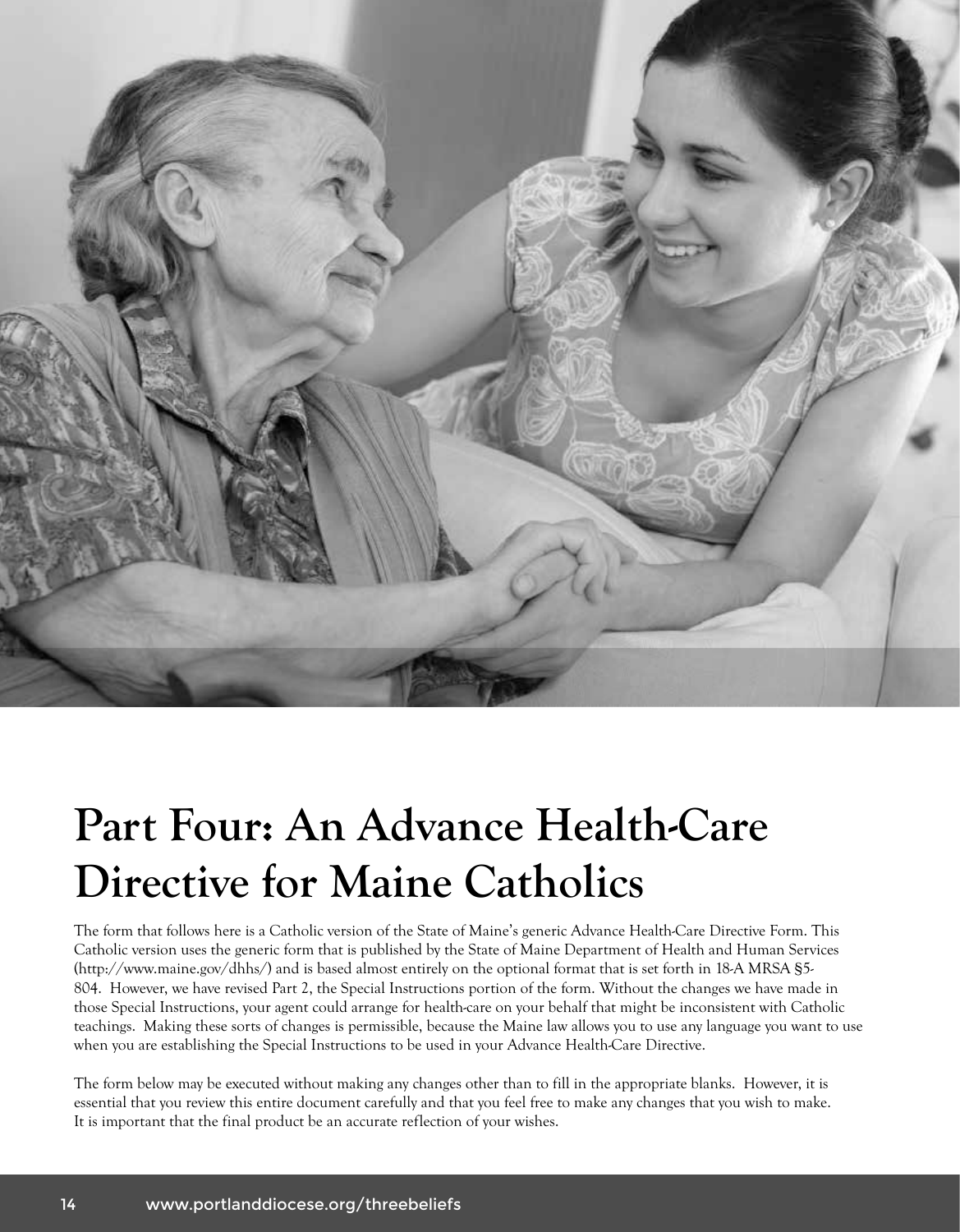# Part Four: An Advance Health-Care Directive for Maine Catholics

The form that follows here is a Catholic version of the State of Maine's generic Advance Health-Care Directive Form. This Catholic version uses the generic form that is published by the State of Maine Department of Health and Human Services (http://www.maine.gov/dhhs/) and is based almost entirely on the optional format that is set forth in 18-A MRSA §5-804. However, we have revised Part 2, the Special Instructions portion of the form. Without the changes we have made in those Special Instructions, your agent could arrange for health-care on your behalf that might be inconsistent with Catholic teachings. Making these sorts of changes is permissible, because the Maine law allows you to use any language you want to use when you are establishing the Special Instructions to be used in your Advance Health-Care Directive.

The form below may be executed without making any changes other than to fill in the appropriate blanks. However, it is essential that you review this entire document carefully and that you feel free to make any changes that you wish to make. It is important that the final product be an accurate reflection of your wishes.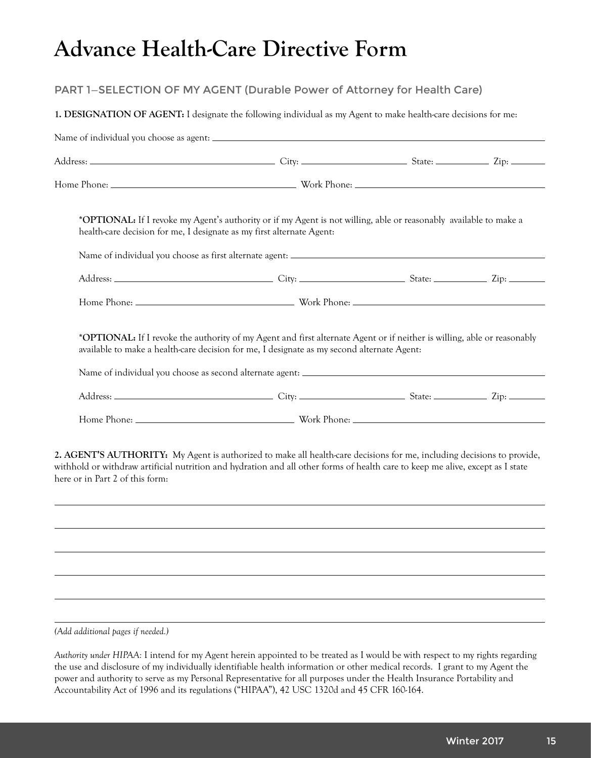# Advance Health-Care Directive Form

## PART 1—SELECTION OF MY AGENT (Durable Power of Attorney for Health Care)

**1. DESIGNATION OF AGENT:** I designate the following individual as my Agent to make health-care decisions for me:

Name of individual you choose as agent: ______________________________

Address: ______________________ City: ______________ State: ________ Zip: ______

Home Phone: ______________________ Work Phone: ______________________

> ***OPTIONAL:** If I revoke my Agent's authority or if my Agent is not willing, able or reasonably available to make a health-care decision for me, I designate as my first alternate Agent:
>
> Name of individual you choose as first alternate agent: ______________________________
>
> Address: ______________________ City: ______________ State: ________ Zip: ______
>
> Home Phone: ______________________ Work Phone: ______________________
>
> ***OPTIONAL:** If I revoke the authority of my Agent and first alternate Agent or if neither is willing, able or reasonably available to make a health-care decision for me, I designate as my second alternate Agent:
>
> Name of individual you choose as second alternate agent: ______________________________
>
> Address: ______________________ City: ______________ State: ________ Zip: ______
>
> Home Phone: ______________________ Work Phone: ______________________

**2. AGENT'S AUTHORITY:** My Agent is authorized to make all health-care decisions for me, including decisions to provide, withhold or withdraw artificial nutrition and hydration and all other forms of health care to keep me alive, except as I state here or in Part 2 of this form:

______________________________________________________________________

______________________________________________________________________

______________________________________________________________________

______________________________________________________________________

______________________________________________________________________

______________________________________________________________________

*(Add additional pages if needed.)*

*Authority under HIPAA:* I intend for my Agent herein appointed to be treated as I would be with respect to my rights regarding the use and disclosure of my individually identifiable health information or other medical records. I grant to my Agent the power and authority to serve as my Personal Representative for all purposes under the Health Insurance Portability and Accountability Act of 1996 and its regulations ("HIPAA"), 42 USC 1320d and 45 CFR 160-164.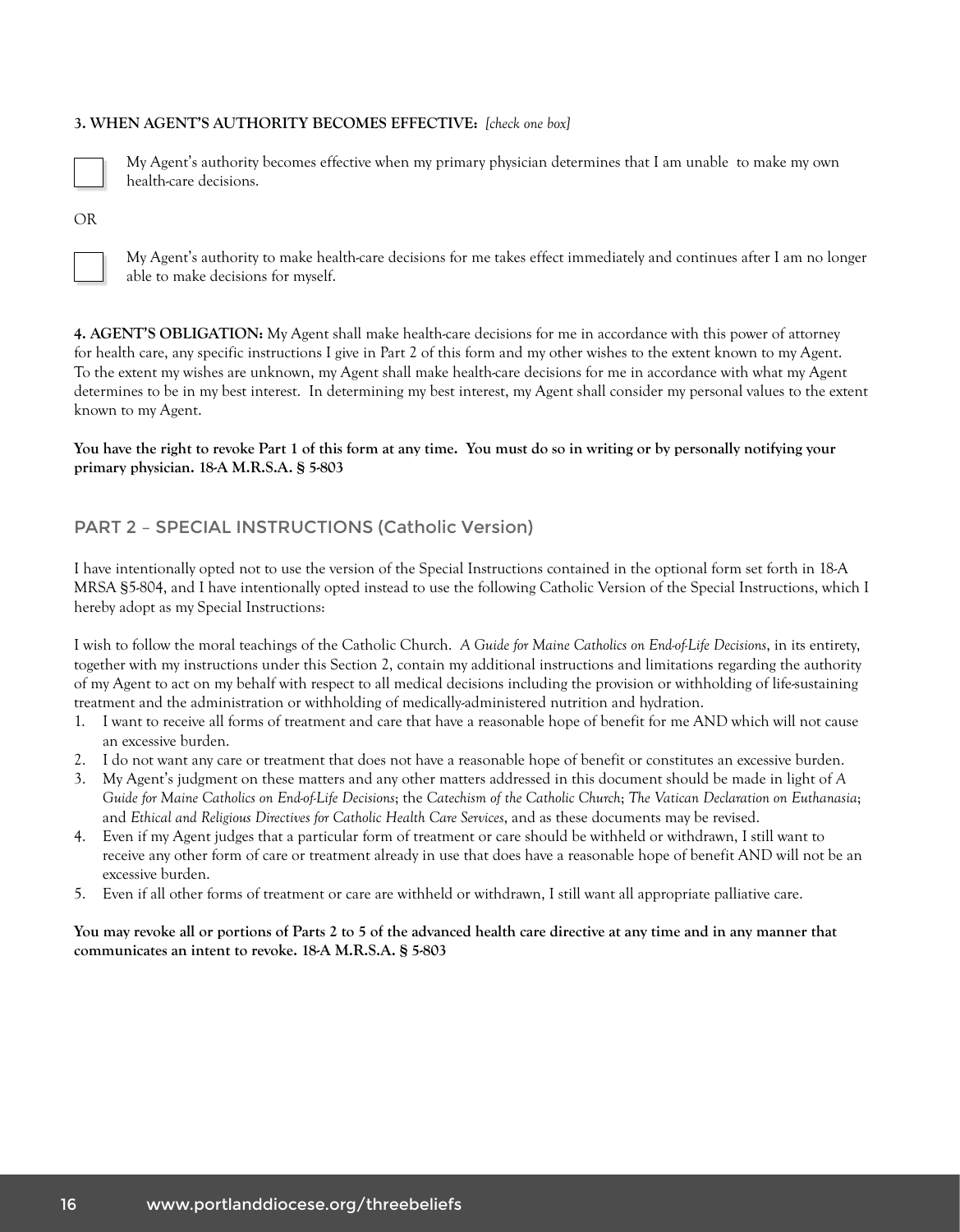**3. WHEN AGENT'S AUTHORITY BECOMES EFFECTIVE:** *[check one box]*

☐ My Agent's authority becomes effective when my primary physician determines that I am unable to make my own health-care decisions.

OR

☐ My Agent's authority to make health-care decisions for me takes effect immediately and continues after I am no longer able to make decisions for myself.

**4. AGENT'S OBLIGATION:** My Agent shall make health-care decisions for me in accordance with this power of attorney for health care, any specific instructions I give in Part 2 of this form and my other wishes to the extent known to my Agent. To the extent my wishes are unknown, my Agent shall make health-care decisions for me in accordance with what my Agent determines to be in my best interest. In determining my best interest, my Agent shall consider my personal values to the extent known to my Agent.

**You have the right to revoke Part 1 of this form at any time. You must do so in writing or by personally notifying your primary physician. 18-A M.R.S.A. § 5-803**

## PART 2 – SPECIAL INSTRUCTIONS (Catholic Version)

I have intentionally opted not to use the version of the Special Instructions contained in the optional form set forth in 18-A MRSA §5-804, and I have intentionally opted instead to use the following Catholic Version of the Special Instructions, which I hereby adopt as my Special Instructions:

I wish to follow the moral teachings of the Catholic Church. *A Guide for Maine Catholics on End-of-Life Decisions*, in its entirety, together with my instructions under this Section 2, contain my additional instructions and limitations regarding the authority of my Agent to act on my behalf with respect to all medical decisions including the provision or withholding of life-sustaining treatment and the administration or withholding of medically-administered nutrition and hydration.

1. I want to receive all forms of treatment and care that have a reasonable hope of benefit for me AND which will not cause an excessive burden.
2. I do not want any care or treatment that does not have a reasonable hope of benefit or constitutes an excessive burden.
3. My Agent's judgment on these matters and any other matters addressed in this document should be made in light of *A Guide for Maine Catholics on End-of-Life Decisions*; the *Catechism of the Catholic Church*; *The Vatican Declaration on Euthanasia*; and *Ethical and Religious Directives for Catholic Health Care Services*, and as these documents may be revised.
4. Even if my Agent judges that a particular form of treatment or care should be withheld or withdrawn, I still want to receive any other form of care or treatment already in use that does have a reasonable hope of benefit AND will not be an excessive burden.
5. Even if all other forms of treatment or care are withheld or withdrawn, I still want all appropriate palliative care.

**You may revoke all or portions of Parts 2 to 5 of the advanced health care directive at any time and in any manner that communicates an intent to revoke. 18-A M.R.S.A. § 5-803**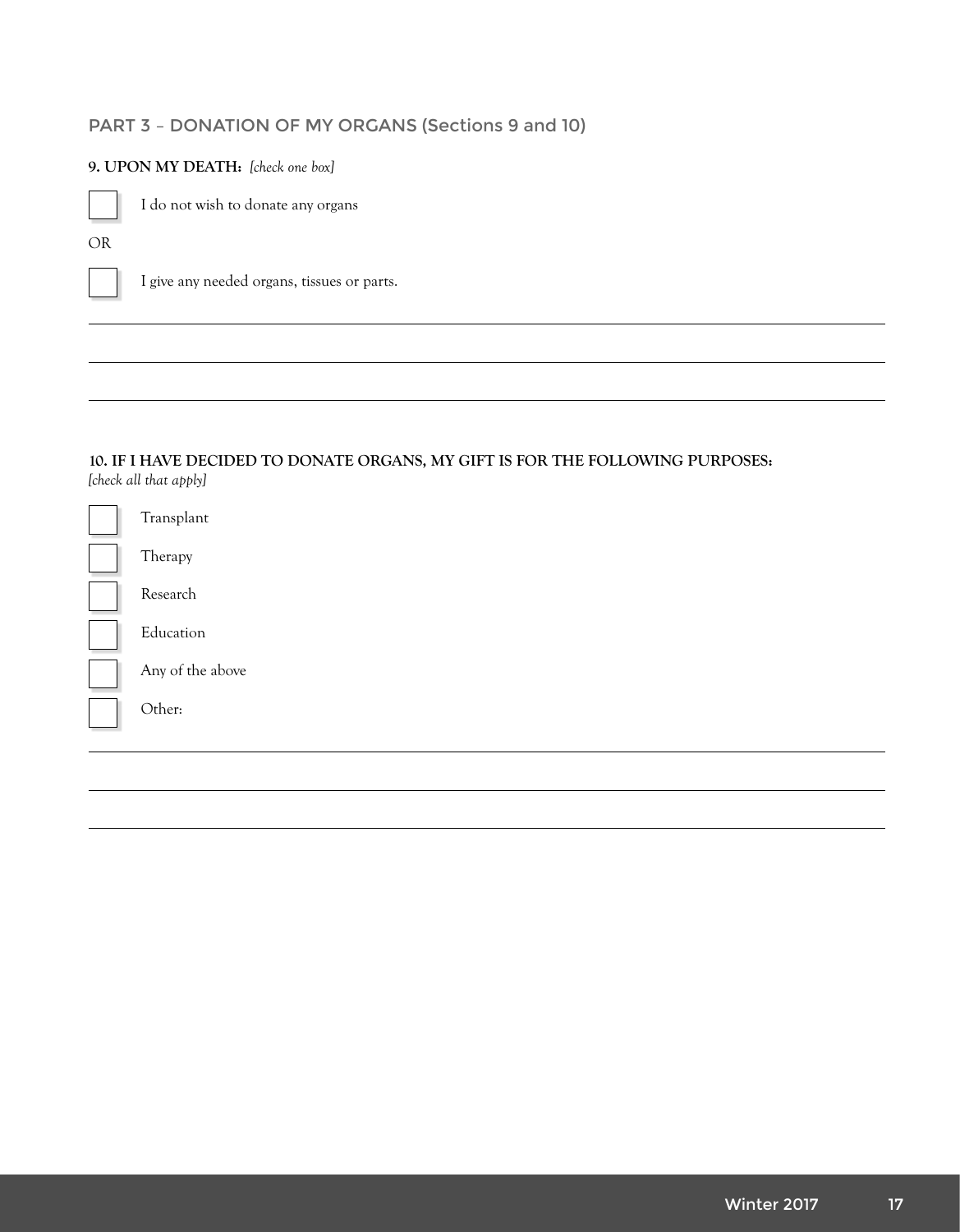## PART 3 – DONATION OF MY ORGANS (Sections 9 and 10)

**9. UPON MY DEATH:** *[check one box]*

☐ I do not wish to donate any organs

OR

☐ I give any needed organs, tissues or parts.

______________________________________________________________________

______________________________________________________________________

______________________________________________________________________

**10. IF I HAVE DECIDED TO DONATE ORGANS, MY GIFT IS FOR THE FOLLOWING PURPOSES:**
*[check all that apply]*

☐ Transplant

☐ Therapy

☐ Research

☐ Education

☐ Any of the above

☐ Other:

______________________________________________________________________

______________________________________________________________________

______________________________________________________________________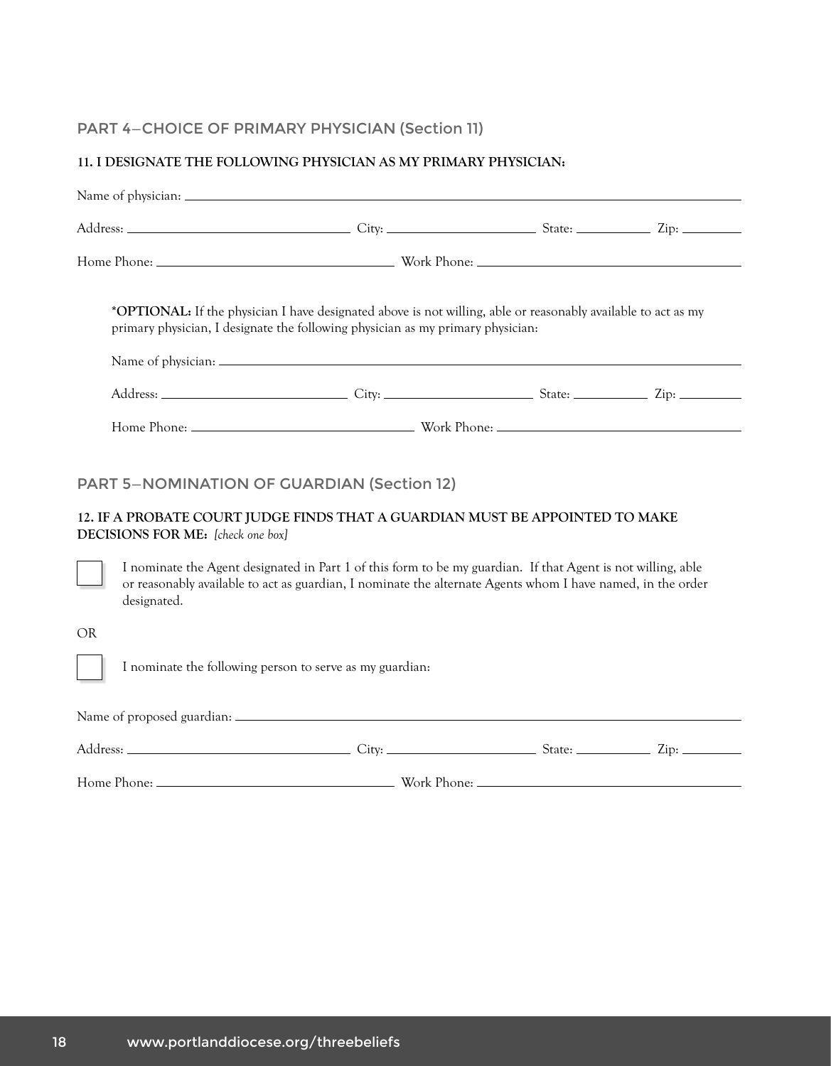## PART 4—CHOICE OF PRIMARY PHYSICIAN (Section 11)

**11. I DESIGNATE THE FOLLOWING PHYSICIAN AS MY PRIMARY PHYSICIAN:**

Name of physician: ______________________________________________

Address: ____________________ City: ____________________ State: __________ Zip: __________

Home Phone: ____________________ Work Phone: ____________________

**\*OPTIONAL:** If the physician I have designated above is not willing, able or reasonably available to act as my primary physician, I designate the following physician as my primary physician:

Name of physician: ______________________________________________

Address: ____________________ City: ____________________ State: __________ Zip: __________

Home Phone: ____________________ Work Phone: ____________________

## PART 5—NOMINATION OF GUARDIAN (Section 12)

**12. IF A PROBATE COURT JUDGE FINDS THAT A GUARDIAN MUST BE APPOINTED TO MAKE DECISIONS FOR ME:** *[check one box]*

☐ I nominate the Agent designated in Part 1 of this form to be my guardian. If that Agent is not willing, able or reasonably available to act as guardian, I nominate the alternate Agents whom I have named, in the order designated.

OR

☐ I nominate the following person to serve as my guardian:

Name of proposed guardian: ______________________________________________

Address: ____________________ City: ____________________ State: __________ Zip: __________

Home Phone: ____________________ Work Phone: ____________________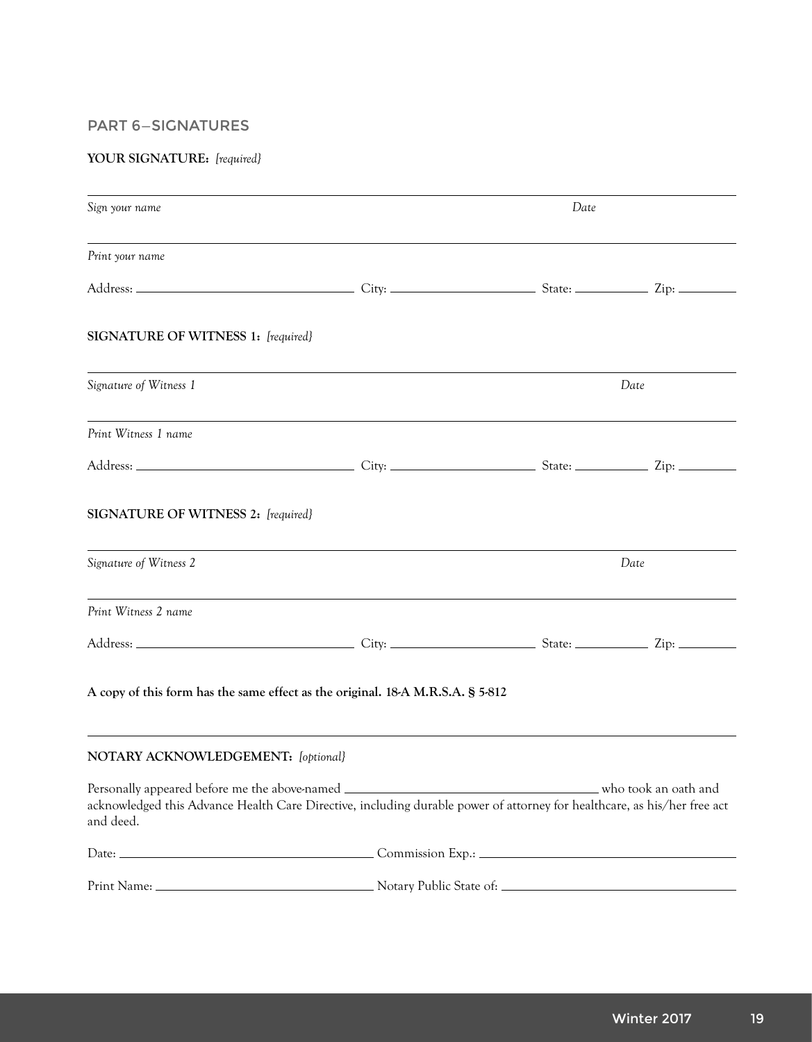## PART 6—SIGNATURES

**YOUR SIGNATURE:** *[required]*

\_\_\_\_\_\_\_\_\_\_\_\_\_\_\_\_\_\_\_\_\_\_\_\_\_\_\_\_\_\_\_\_\_\_\_\_\_\_\_\_\_\_\_\_\_\_\_\_\_\_\_\_\_\_\_\_\_\_\_\_\_\_\_\_

*Sign your name* *Date*

\_\_\_\_\_\_\_\_\_\_\_\_\_\_\_\_\_\_\_\_\_\_\_\_\_\_\_\_\_\_\_\_\_\_\_\_\_\_\_\_\_\_\_\_\_\_\_\_\_\_\_\_\_\_\_\_\_\_\_\_\_\_\_\_

*Print your name*

Address: \_\_\_\_\_\_\_\_\_\_\_\_\_\_\_\_\_\_\_\_ City: \_\_\_\_\_\_\_\_\_\_\_\_\_\_\_\_ State: \_\_\_\_\_\_\_\_ Zip: \_\_\_\_\_\_\_

**SIGNATURE OF WITNESS 1:** *[required]*

\_\_\_\_\_\_\_\_\_\_\_\_\_\_\_\_\_\_\_\_\_\_\_\_\_\_\_\_\_\_\_\_\_\_\_\_\_\_\_\_\_\_\_\_\_\_\_\_\_\_\_\_\_\_\_\_\_\_\_\_\_\_\_\_

*Signature of Witness 1* *Date*

\_\_\_\_\_\_\_\_\_\_\_\_\_\_\_\_\_\_\_\_\_\_\_\_\_\_\_\_\_\_\_\_\_\_\_\_\_\_\_\_\_\_\_\_\_\_\_\_\_\_\_\_\_\_\_\_\_\_\_\_\_\_\_\_

*Print Witness 1 name*

Address: \_\_\_\_\_\_\_\_\_\_\_\_\_\_\_\_\_\_\_\_ City: \_\_\_\_\_\_\_\_\_\_\_\_\_\_\_\_ State: \_\_\_\_\_\_\_\_ Zip: \_\_\_\_\_\_\_

**SIGNATURE OF WITNESS 2:** *[required]*

\_\_\_\_\_\_\_\_\_\_\_\_\_\_\_\_\_\_\_\_\_\_\_\_\_\_\_\_\_\_\_\_\_\_\_\_\_\_\_\_\_\_\_\_\_\_\_\_\_\_\_\_\_\_\_\_\_\_\_\_\_\_\_\_

*Signature of Witness 2* *Date*

\_\_\_\_\_\_\_\_\_\_\_\_\_\_\_\_\_\_\_\_\_\_\_\_\_\_\_\_\_\_\_\_\_\_\_\_\_\_\_\_\_\_\_\_\_\_\_\_\_\_\_\_\_\_\_\_\_\_\_\_\_\_\_\_

*Print Witness 2 name*

Address: \_\_\_\_\_\_\_\_\_\_\_\_\_\_\_\_\_\_\_\_ City: \_\_\_\_\_\_\_\_\_\_\_\_\_\_\_\_ State: \_\_\_\_\_\_\_\_ Zip: \_\_\_\_\_\_\_

**A copy of this form has the same effect as the original. 18-A M.R.S.A. § 5-812**

---

**NOTARY ACKNOWLEDGEMENT:** *[optional]*

Personally appeared before me the above-named \_\_\_\_\_\_\_\_\_\_\_\_\_\_\_\_\_\_\_\_\_\_\_\_\_\_ who took an oath and acknowledged this Advance Health Care Directive, including durable power of attorney for healthcare, as his/her free act and deed.

Date: \_\_\_\_\_\_\_\_\_\_\_\_\_\_\_\_\_\_\_\_\_\_\_\_ Commission Exp.: \_\_\_\_\_\_\_\_\_\_\_\_\_\_\_\_\_\_\_\_\_\_\_\_

Print Name: \_\_\_\_\_\_\_\_\_\_\_\_\_\_\_\_\_\_\_\_ Notary Public State of: \_\_\_\_\_\_\_\_\_\_\_\_\_\_\_\_\_\_\_\_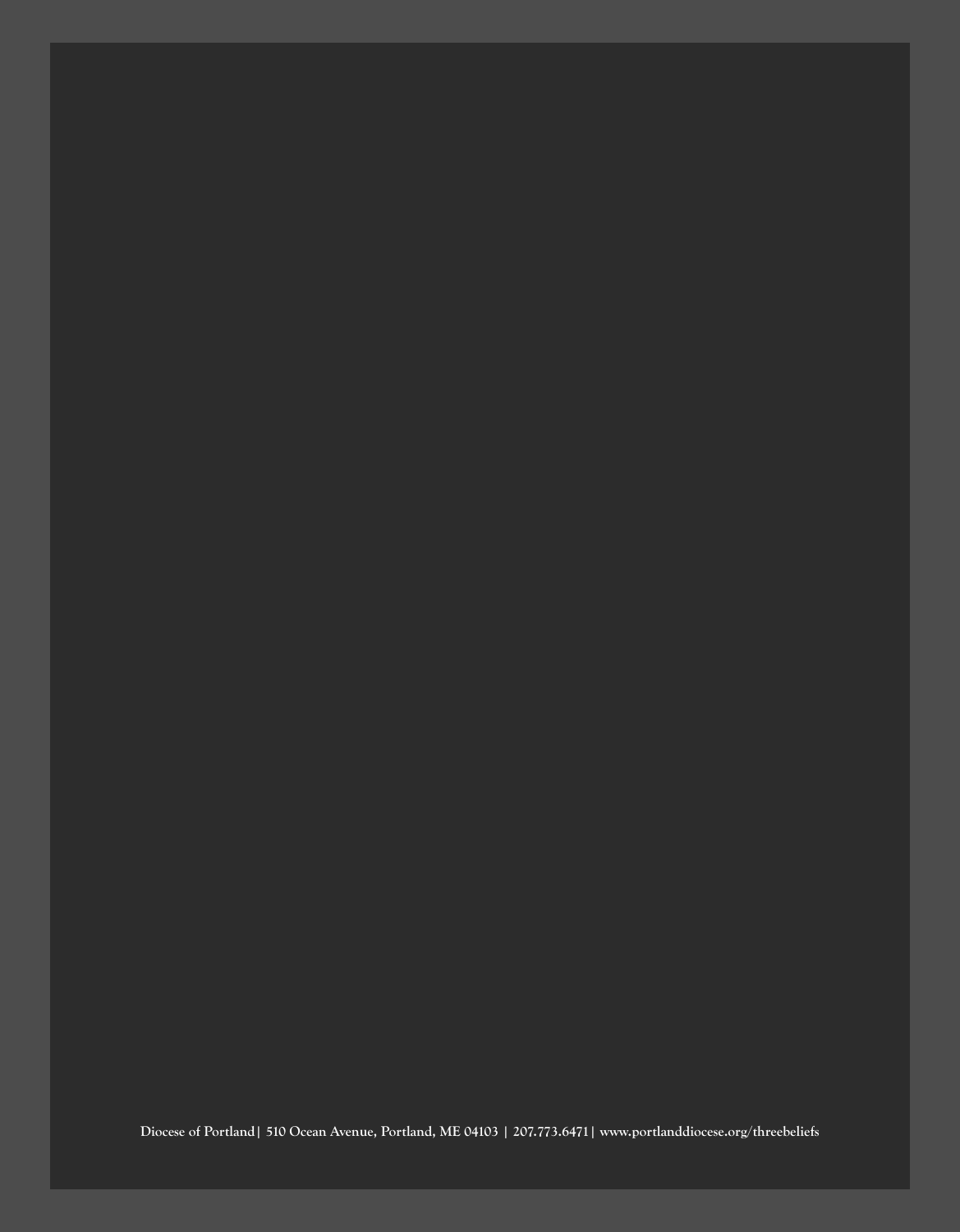Diocese of Portland| 510 Ocean Avenue, Portland, ME 04103 | 207.773.6471| www.portlanddiocese.org/threebeliefs